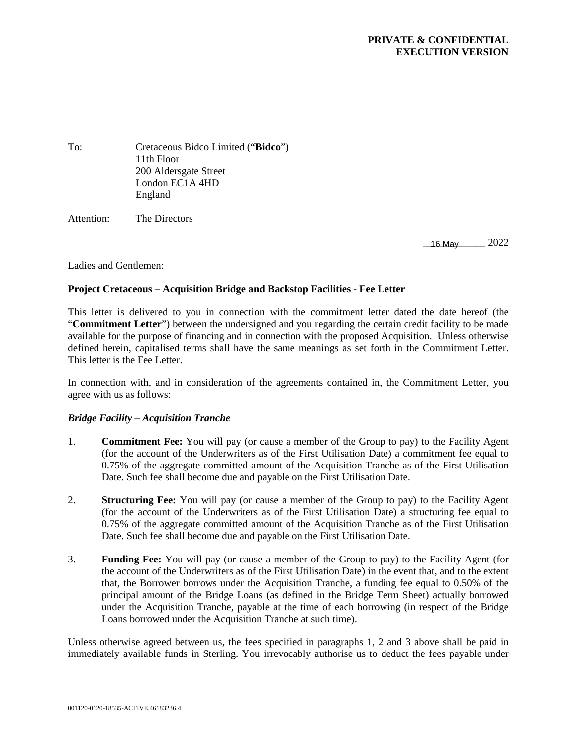**PRIVATE & CONFIDENTIAL**
**EXECUTION VERSION**

To: Cretaceous Bidco Limited ("**Bidco**")
11th Floor
200 Aldersgate Street
London EC1A 4HD
England

Attention: The Directors

16 May 2022

Ladies and Gentlemen:

**Project Cretaceous – Acquisition Bridge and Backstop Facilities - Fee Letter**

This letter is delivered to you in connection with the commitment letter dated the date hereof (the "**Commitment Letter**") between the undersigned and you regarding the certain credit facility to be made available for the purpose of financing and in connection with the proposed Acquisition. Unless otherwise defined herein, capitalised terms shall have the same meanings as set forth in the Commitment Letter. This letter is the Fee Letter.

In connection with, and in consideration of the agreements contained in, the Commitment Letter, you agree with us as follows:

***Bridge Facility – Acquisition Tranche***

1. **Commitment Fee:** You will pay (or cause a member of the Group to pay) to the Facility Agent (for the account of the Underwriters as of the First Utilisation Date) a commitment fee equal to 0.75% of the aggregate committed amount of the Acquisition Tranche as of the First Utilisation Date. Such fee shall become due and payable on the First Utilisation Date.

2. **Structuring Fee:** You will pay (or cause a member of the Group to pay) to the Facility Agent (for the account of the Underwriters as of the First Utilisation Date) a structuring fee equal to 0.75% of the aggregate committed amount of the Acquisition Tranche as of the First Utilisation Date. Such fee shall become due and payable on the First Utilisation Date.

3. **Funding Fee:** You will pay (or cause a member of the Group to pay) to the Facility Agent (for the account of the Underwriters as of the First Utilisation Date) in the event that, and to the extent that, the Borrower borrows under the Acquisition Tranche, a funding fee equal to 0.50% of the principal amount of the Bridge Loans (as defined in the Bridge Term Sheet) actually borrowed under the Acquisition Tranche, payable at the time of each borrowing (in respect of the Bridge Loans borrowed under the Acquisition Tranche at such time).

Unless otherwise agreed between us, the fees specified in paragraphs 1, 2 and 3 above shall be paid in immediately available funds in Sterling. You irrevocably authorise us to deduct the fees payable under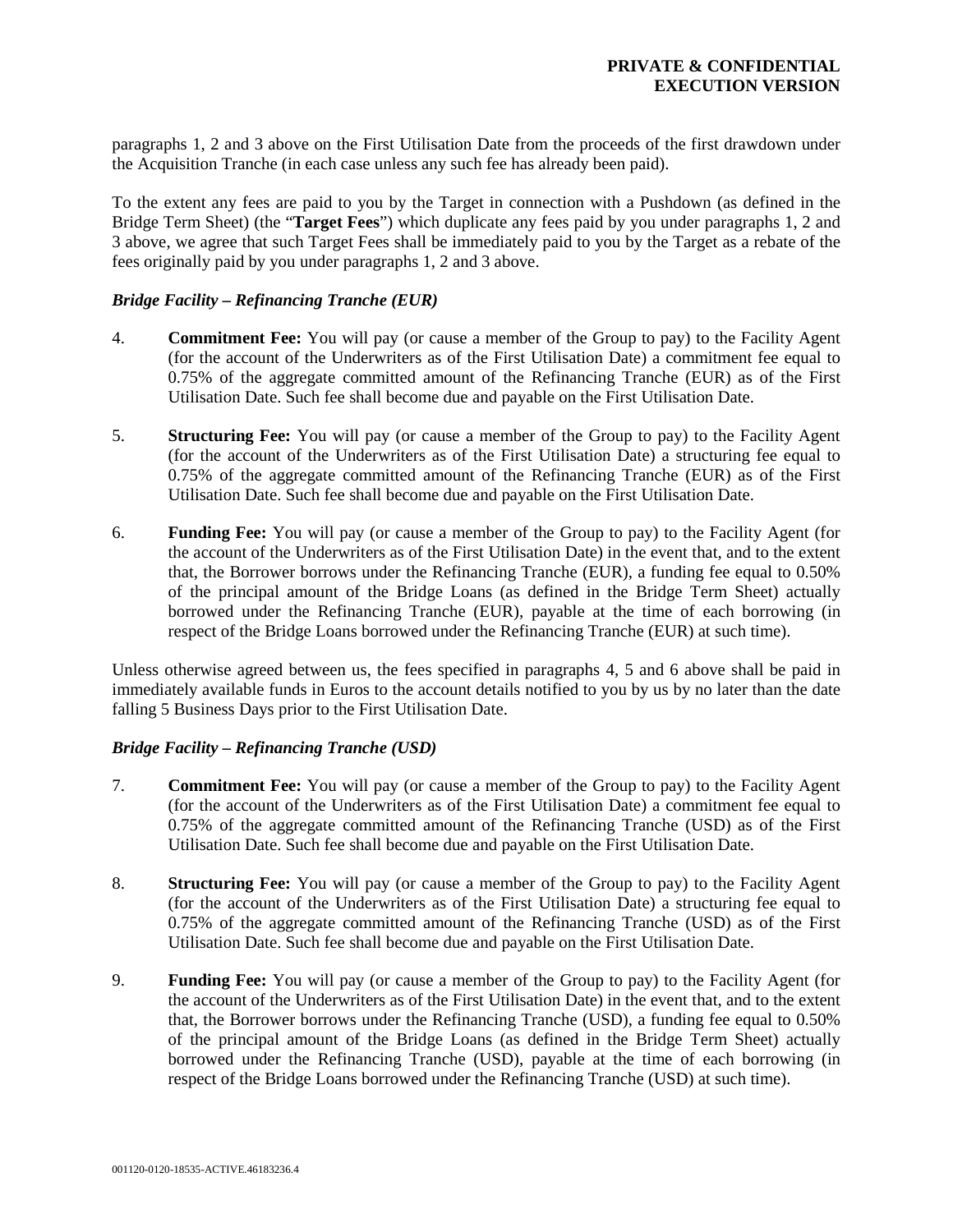paragraphs 1, 2 and 3 above on the First Utilisation Date from the proceeds of the first drawdown under the Acquisition Tranche (in each case unless any such fee has already been paid).

To the extent any fees are paid to you by the Target in connection with a Pushdown (as defined in the Bridge Term Sheet) (the "**Target Fees**") which duplicate any fees paid by you under paragraphs 1, 2 and 3 above, we agree that such Target Fees shall be immediately paid to you by the Target as a rebate of the fees originally paid by you under paragraphs 1, 2 and 3 above.

***Bridge Facility – Refinancing Tranche (EUR)***

4. **Commitment Fee:** You will pay (or cause a member of the Group to pay) to the Facility Agent (for the account of the Underwriters as of the First Utilisation Date) a commitment fee equal to 0.75% of the aggregate committed amount of the Refinancing Tranche (EUR) as of the First Utilisation Date. Such fee shall become due and payable on the First Utilisation Date.

5. **Structuring Fee:** You will pay (or cause a member of the Group to pay) to the Facility Agent (for the account of the Underwriters as of the First Utilisation Date) a structuring fee equal to 0.75% of the aggregate committed amount of the Refinancing Tranche (EUR) as of the First Utilisation Date. Such fee shall become due and payable on the First Utilisation Date.

6. **Funding Fee:** You will pay (or cause a member of the Group to pay) to the Facility Agent (for the account of the Underwriters as of the First Utilisation Date) in the event that, and to the extent that, the Borrower borrows under the Refinancing Tranche (EUR), a funding fee equal to 0.50% of the principal amount of the Bridge Loans (as defined in the Bridge Term Sheet) actually borrowed under the Refinancing Tranche (EUR), payable at the time of each borrowing (in respect of the Bridge Loans borrowed under the Refinancing Tranche (EUR) at such time).

Unless otherwise agreed between us, the fees specified in paragraphs 4, 5 and 6 above shall be paid in immediately available funds in Euros to the account details notified to you by us by no later than the date falling 5 Business Days prior to the First Utilisation Date.

***Bridge Facility – Refinancing Tranche (USD)***

7. **Commitment Fee:** You will pay (or cause a member of the Group to pay) to the Facility Agent (for the account of the Underwriters as of the First Utilisation Date) a commitment fee equal to 0.75% of the aggregate committed amount of the Refinancing Tranche (USD) as of the First Utilisation Date. Such fee shall become due and payable on the First Utilisation Date.

8. **Structuring Fee:** You will pay (or cause a member of the Group to pay) to the Facility Agent (for the account of the Underwriters as of the First Utilisation Date) a structuring fee equal to 0.75% of the aggregate committed amount of the Refinancing Tranche (USD) as of the First Utilisation Date. Such fee shall become due and payable on the First Utilisation Date.

9. **Funding Fee:** You will pay (or cause a member of the Group to pay) to the Facility Agent (for the account of the Underwriters as of the First Utilisation Date) in the event that, and to the extent that, the Borrower borrows under the Refinancing Tranche (USD), a funding fee equal to 0.50% of the principal amount of the Bridge Loans (as defined in the Bridge Term Sheet) actually borrowed under the Refinancing Tranche (USD), payable at the time of each borrowing (in respect of the Bridge Loans borrowed under the Refinancing Tranche (USD) at such time).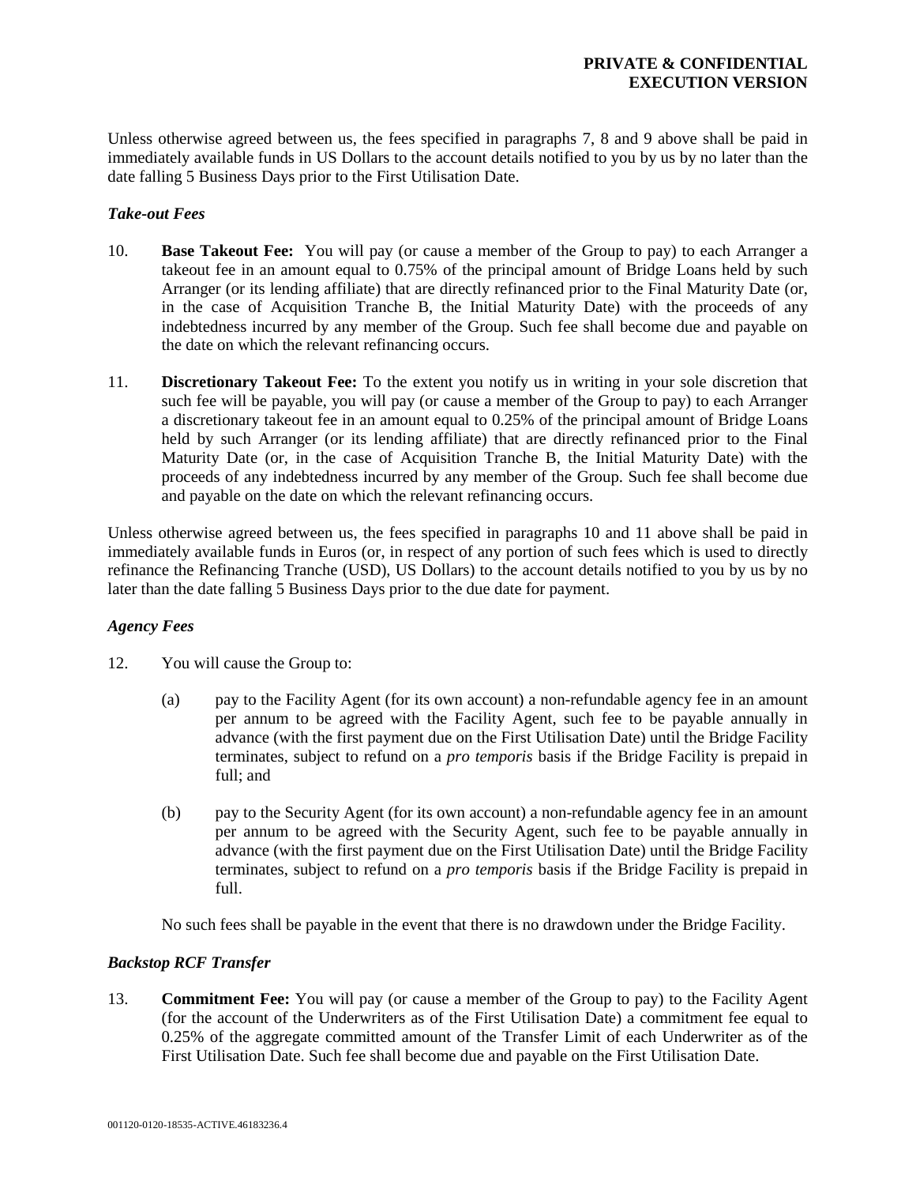Unless otherwise agreed between us, the fees specified in paragraphs 7, 8 and 9 above shall be paid in immediately available funds in US Dollars to the account details notified to you by us by no later than the date falling 5 Business Days prior to the First Utilisation Date.

***Take-out Fees***

10. **Base Takeout Fee:** You will pay (or cause a member of the Group to pay) to each Arranger a takeout fee in an amount equal to 0.75% of the principal amount of Bridge Loans held by such Arranger (or its lending affiliate) that are directly refinanced prior to the Final Maturity Date (or, in the case of Acquisition Tranche B, the Initial Maturity Date) with the proceeds of any indebtedness incurred by any member of the Group. Such fee shall become due and payable on the date on which the relevant refinancing occurs.

11. **Discretionary Takeout Fee:** To the extent you notify us in writing in your sole discretion that such fee will be payable, you will pay (or cause a member of the Group to pay) to each Arranger a discretionary takeout fee in an amount equal to 0.25% of the principal amount of Bridge Loans held by such Arranger (or its lending affiliate) that are directly refinanced prior to the Final Maturity Date (or, in the case of Acquisition Tranche B, the Initial Maturity Date) with the proceeds of any indebtedness incurred by any member of the Group. Such fee shall become due and payable on the date on which the relevant refinancing occurs.

Unless otherwise agreed between us, the fees specified in paragraphs 10 and 11 above shall be paid in immediately available funds in Euros (or, in respect of any portion of such fees which is used to directly refinance the Refinancing Tranche (USD), US Dollars) to the account details notified to you by us by no later than the date falling 5 Business Days prior to the due date for payment.

***Agency Fees***

12. You will cause the Group to:

    (a) pay to the Facility Agent (for its own account) a non-refundable agency fee in an amount per annum to be agreed with the Facility Agent, such fee to be payable annually in advance (with the first payment due on the First Utilisation Date) until the Bridge Facility terminates, subject to refund on a *pro temporis* basis if the Bridge Facility is prepaid in full; and

    (b) pay to the Security Agent (for its own account) a non-refundable agency fee in an amount per annum to be agreed with the Security Agent, such fee to be payable annually in advance (with the first payment due on the First Utilisation Date) until the Bridge Facility terminates, subject to refund on a *pro temporis* basis if the Bridge Facility is prepaid in full.

    No such fees shall be payable in the event that there is no drawdown under the Bridge Facility.

***Backstop RCF Transfer***

13. **Commitment Fee:** You will pay (or cause a member of the Group to pay) to the Facility Agent (for the account of the Underwriters as of the First Utilisation Date) a commitment fee equal to 0.25% of the aggregate committed amount of the Transfer Limit of each Underwriter as of the First Utilisation Date. Such fee shall become due and payable on the First Utilisation Date.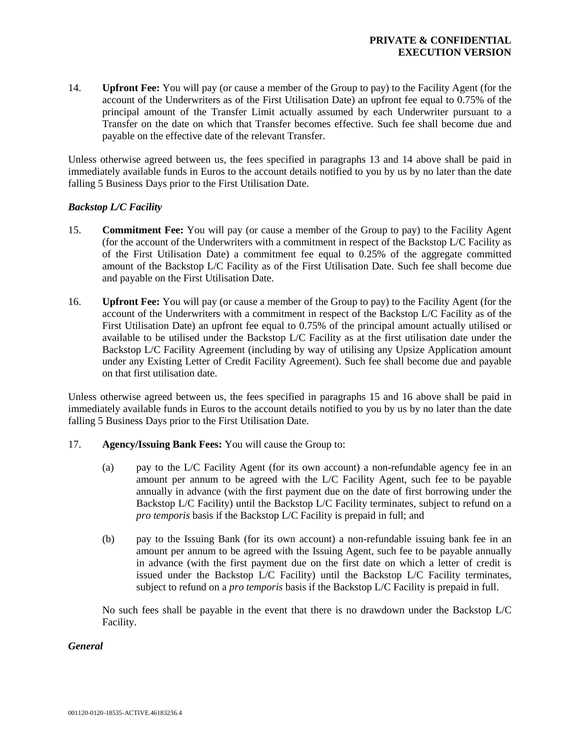14. **Upfront Fee:** You will pay (or cause a member of the Group to pay) to the Facility Agent (for the account of the Underwriters as of the First Utilisation Date) an upfront fee equal to 0.75% of the principal amount of the Transfer Limit actually assumed by each Underwriter pursuant to a Transfer on the date on which that Transfer becomes effective. Such fee shall become due and payable on the effective date of the relevant Transfer.

Unless otherwise agreed between us, the fees specified in paragraphs 13 and 14 above shall be paid in immediately available funds in Euros to the account details notified to you by us by no later than the date falling 5 Business Days prior to the First Utilisation Date.

***Backstop L/C Facility***

15. **Commitment Fee:** You will pay (or cause a member of the Group to pay) to the Facility Agent (for the account of the Underwriters with a commitment in respect of the Backstop L/C Facility as of the First Utilisation Date) a commitment fee equal to 0.25% of the aggregate committed amount of the Backstop L/C Facility as of the First Utilisation Date. Such fee shall become due and payable on the First Utilisation Date.

16. **Upfront Fee:** You will pay (or cause a member of the Group to pay) to the Facility Agent (for the account of the Underwriters with a commitment in respect of the Backstop L/C Facility as of the First Utilisation Date) an upfront fee equal to 0.75% of the principal amount actually utilised or available to be utilised under the Backstop L/C Facility as at the first utilisation date under the Backstop L/C Facility Agreement (including by way of utilising any Upsize Application amount under any Existing Letter of Credit Facility Agreement). Such fee shall become due and payable on that first utilisation date.

Unless otherwise agreed between us, the fees specified in paragraphs 15 and 16 above shall be paid in immediately available funds in Euros to the account details notified to you by us by no later than the date falling 5 Business Days prior to the First Utilisation Date.

17. **Agency/Issuing Bank Fees:** You will cause the Group to:

    (a) pay to the L/C Facility Agent (for its own account) a non-refundable agency fee in an amount per annum to be agreed with the L/C Facility Agent, such fee to be payable annually in advance (with the first payment due on the date of first borrowing under the Backstop L/C Facility) until the Backstop L/C Facility terminates, subject to refund on a *pro temporis* basis if the Backstop L/C Facility is prepaid in full; and

    (b) pay to the Issuing Bank (for its own account) a non-refundable issuing bank fee in an amount per annum to be agreed with the Issuing Agent, such fee to be payable annually in advance (with the first payment due on the first date on which a letter of credit is issued under the Backstop L/C Facility) until the Backstop L/C Facility terminates, subject to refund on a *pro temporis* basis if the Backstop L/C Facility is prepaid in full.

    No such fees shall be payable in the event that there is no drawdown under the Backstop L/C Facility.

***General***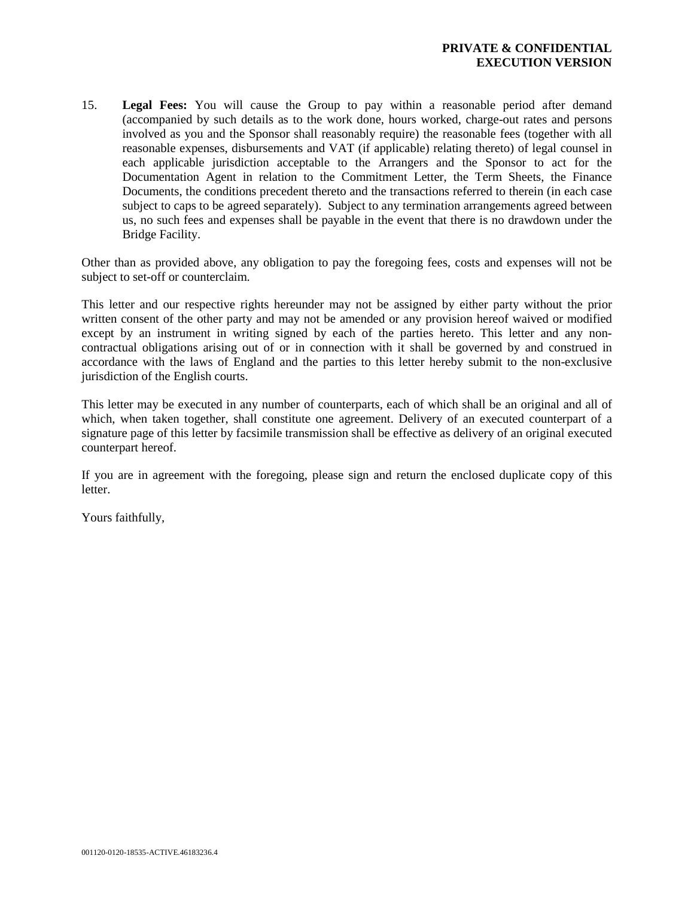15. **Legal Fees:** You will cause the Group to pay within a reasonable period after demand (accompanied by such details as to the work done, hours worked, charge-out rates and persons involved as you and the Sponsor shall reasonably require) the reasonable fees (together with all reasonable expenses, disbursements and VAT (if applicable) relating thereto) of legal counsel in each applicable jurisdiction acceptable to the Arrangers and the Sponsor to act for the Documentation Agent in relation to the Commitment Letter, the Term Sheets, the Finance Documents, the conditions precedent thereto and the transactions referred to therein (in each case subject to caps to be agreed separately). Subject to any termination arrangements agreed between us, no such fees and expenses shall be payable in the event that there is no drawdown under the Bridge Facility.

Other than as provided above, any obligation to pay the foregoing fees, costs and expenses will not be subject to set-off or counterclaim.

This letter and our respective rights hereunder may not be assigned by either party without the prior written consent of the other party and may not be amended or any provision hereof waived or modified except by an instrument in writing signed by each of the parties hereto. This letter and any non-contractual obligations arising out of or in connection with it shall be governed by and construed in accordance with the laws of England and the parties to this letter hereby submit to the non-exclusive jurisdiction of the English courts.

This letter may be executed in any number of counterparts, each of which shall be an original and all of which, when taken together, shall constitute one agreement. Delivery of an executed counterpart of a signature page of this letter by facsimile transmission shall be effective as delivery of an original executed counterpart hereof.

If you are in agreement with the foregoing, please sign and return the enclosed duplicate copy of this letter.

Yours faithfully,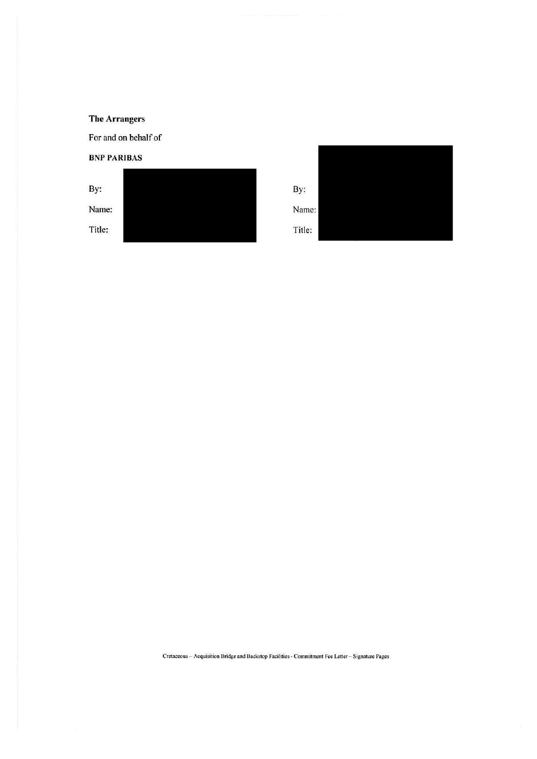**The Arrangers**

For and on behalf of

**BNP PARIBAS**

By:

Name:

Title:

By:

Name:

Title:

Cretaceous – Acquisition Bridge and Backstop Facilities - Commitment Fee Letter – Signature Pages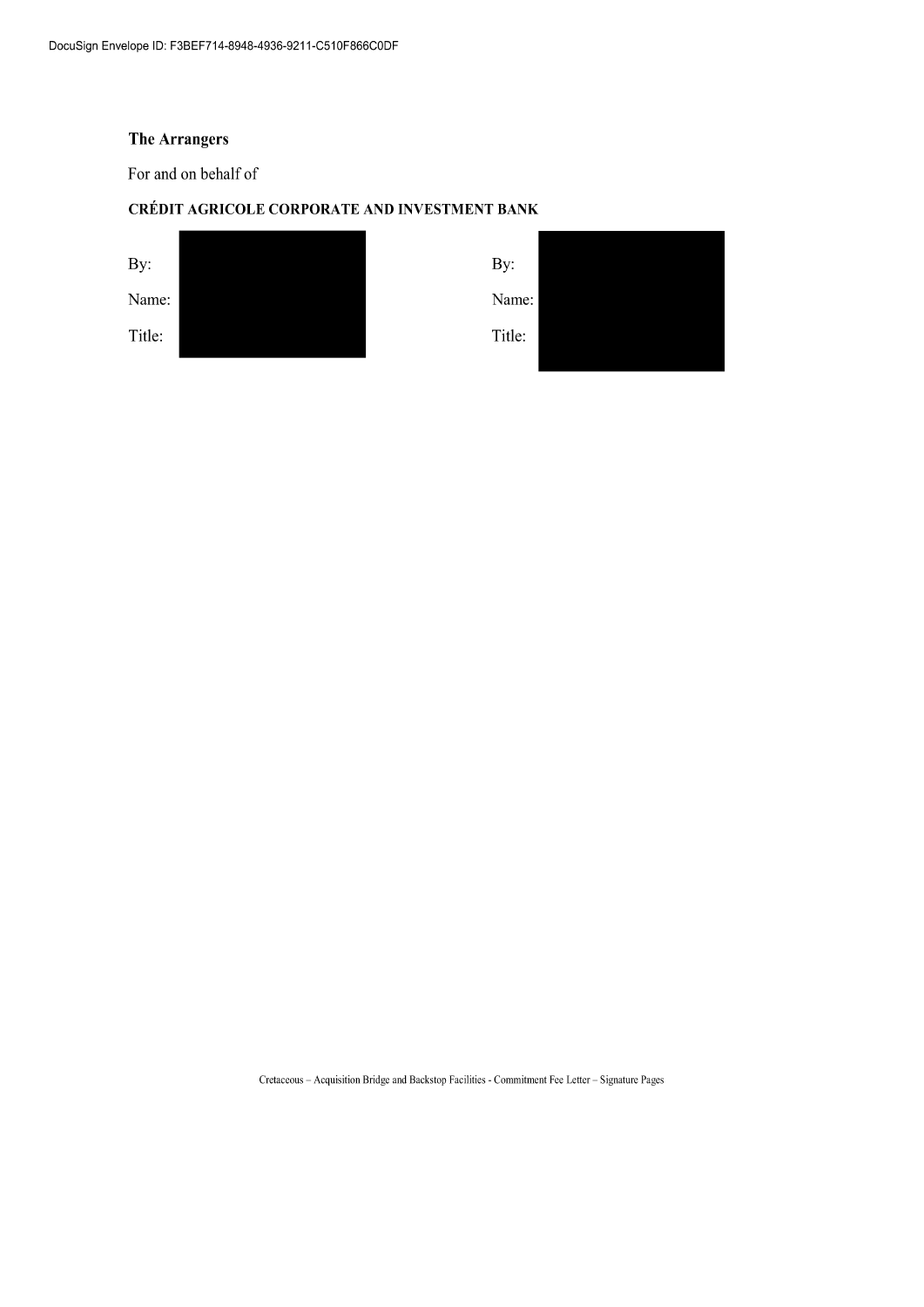**The Arrangers**

For and on behalf of

**CRÉDIT AGRICOLE CORPORATE AND INVESTMENT BANK**

By:

Name:

Title:

By:

Name:

Title: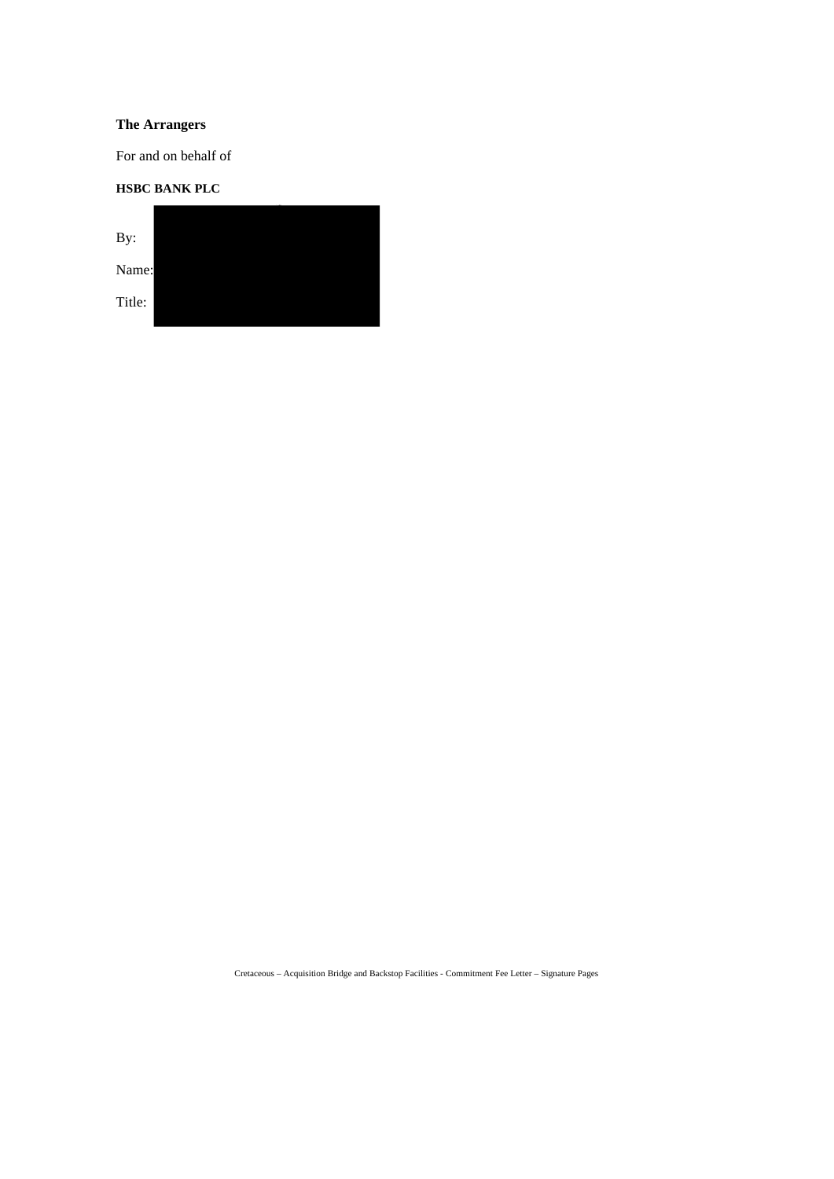**The Arrangers**

For and on behalf of

**HSBC BANK PLC**

By:

Name:

Title: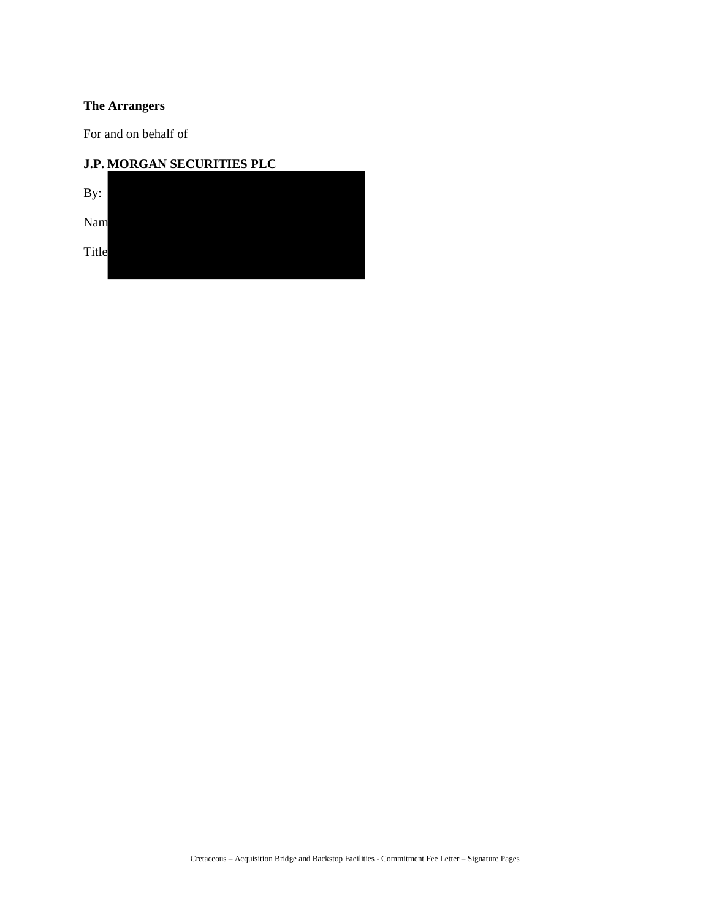**The Arrangers**

For and on behalf of

**J.P. MORGAN SECURITIES PLC**

By:

Nam

Title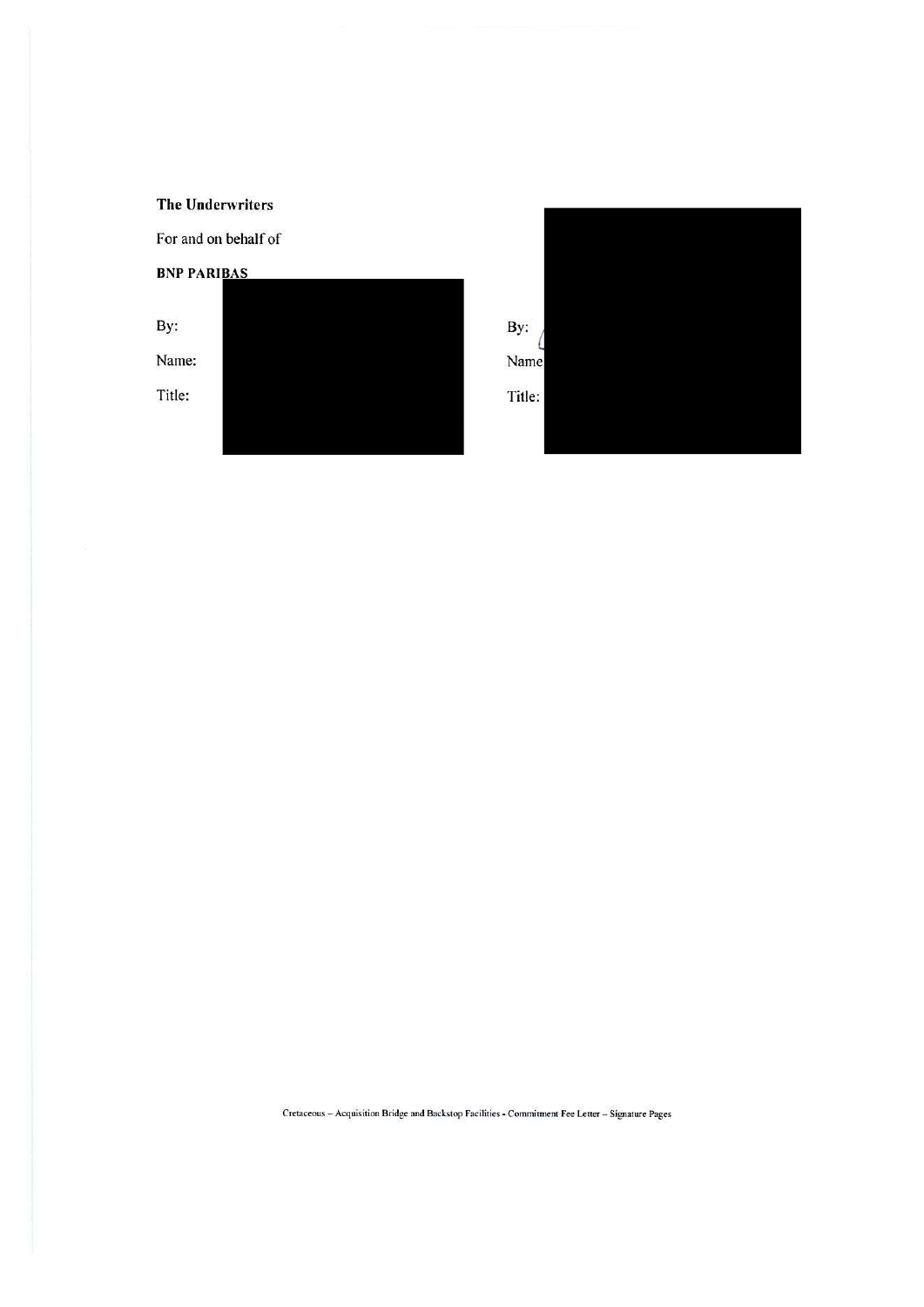**The Underwriters**

For and on behalf of

**BNP PARIBAS**

By:

Name:

Title:

By:

Name

Title:

Cretaceous – Acquisition Bridge and Backstop Facilities - Commitment Fee Letter – Signature Pages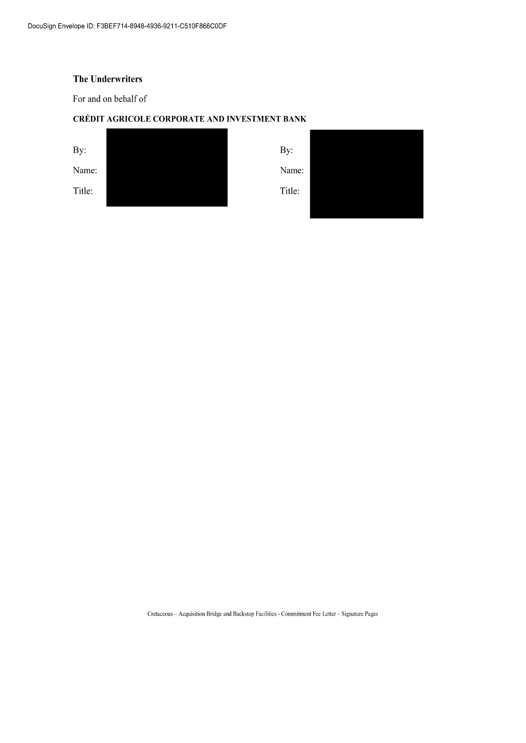**The Underwriters**

For and on behalf of

**CRÉDIT AGRICOLE CORPORATE AND INVESTMENT BANK**

| By: | | By: | |
|---|---|---|---|
| Name: | | Name: | |
| Title: | | Title: | |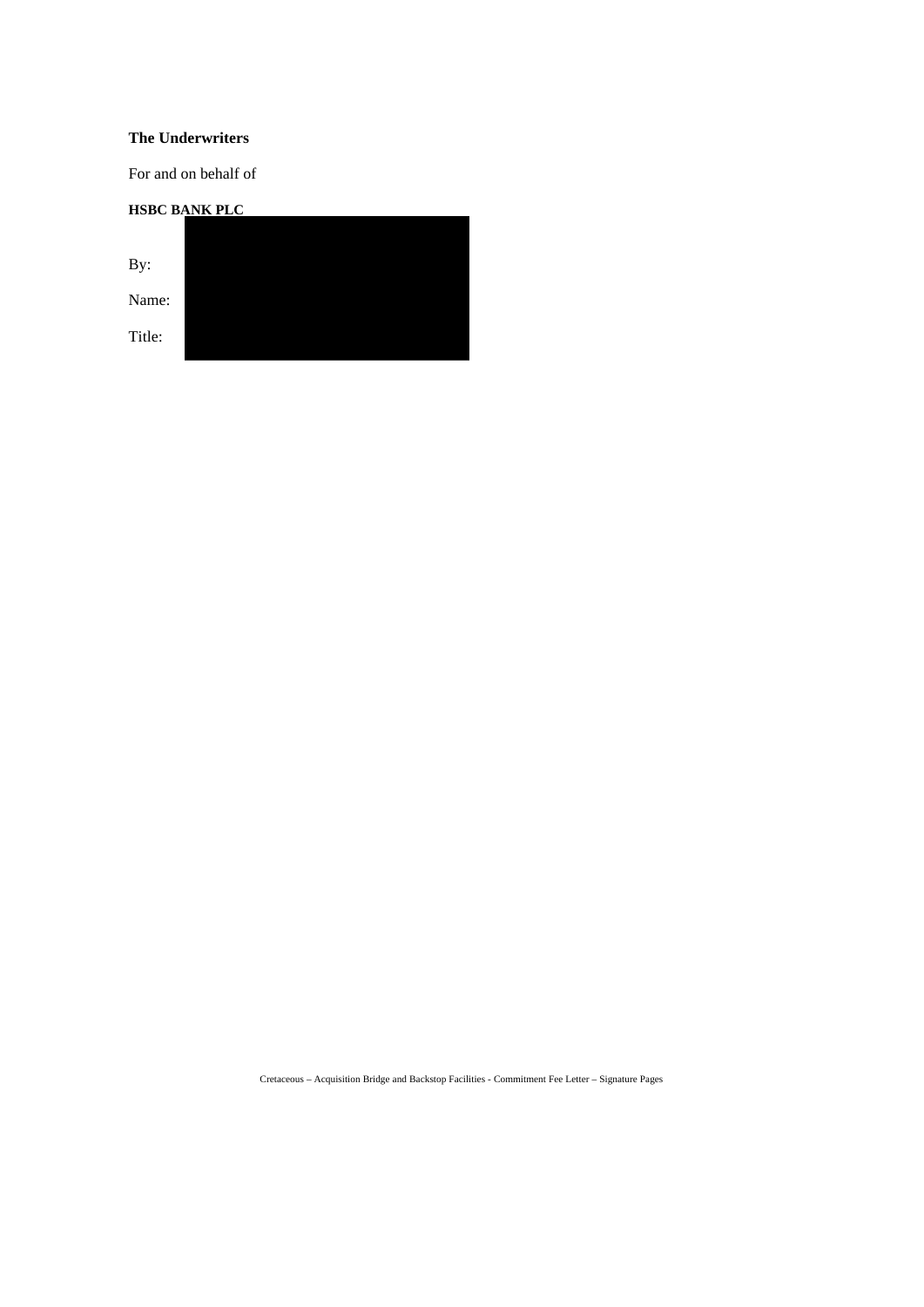**The Underwriters**

For and on behalf of

**HSBC BANK PLC**

By:

Name:

Title:

Cretaceous – Acquisition Bridge and Backstop Facilities - Commitment Fee Letter – Signature Pages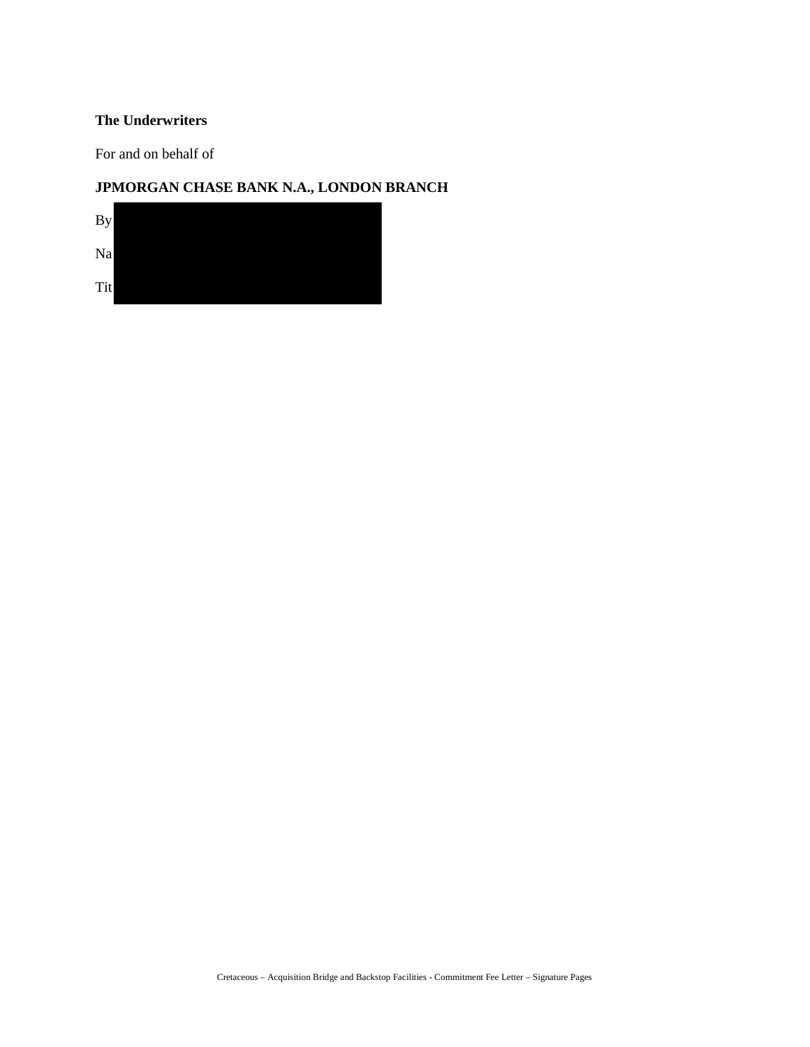**The Underwriters**

For and on behalf of

**JPMORGAN CHASE BANK N.A., LONDON BRANCH**

By

Na

Tit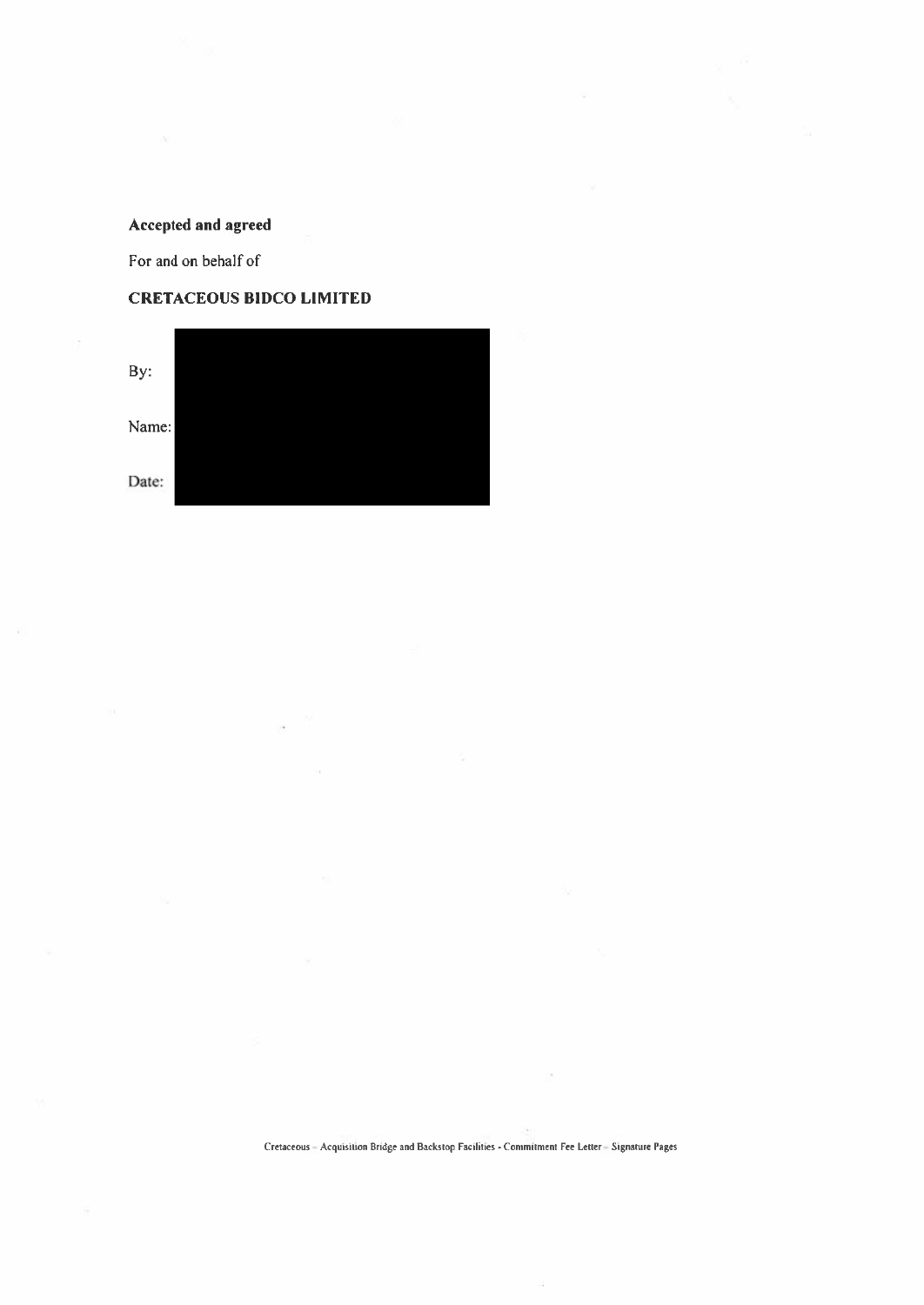**Accepted and agreed**

For and on behalf of

**CRETACEOUS BIDCO LIMITED**

By:

Name:

Date: